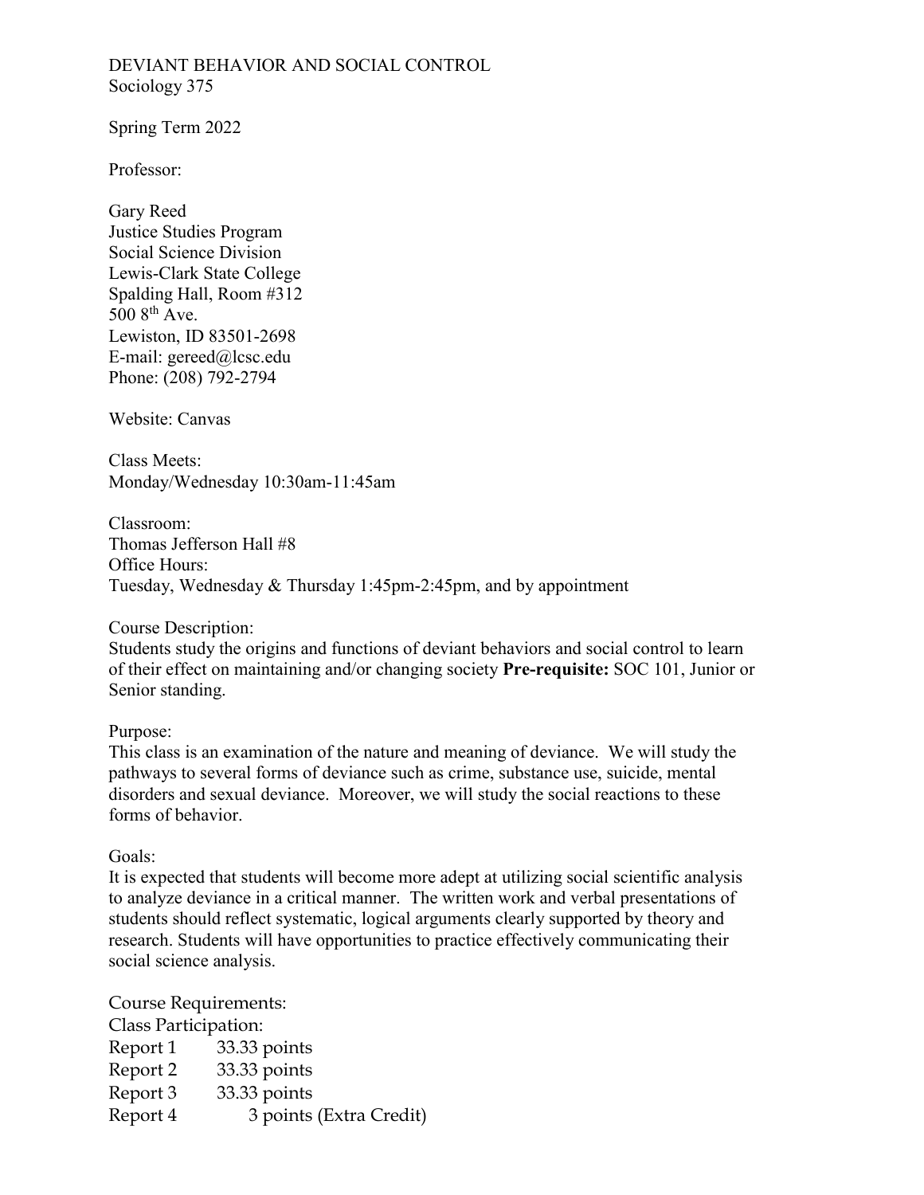# DEVIANT BEHAVIOR AND SOCIAL CONTROL
Sociology 375

Spring Term 2022

Professor:

Gary Reed
Justice Studies Program
Social Science Division
Lewis-Clark State College
Spalding Hall, Room #312
500 8th Ave.
Lewiston, ID 83501-2698
E-mail: gereed@lcsc.edu
Phone: (208) 792-2794

Website: Canvas

Class Meets:
Monday/Wednesday 10:30am-11:45am

Classroom:
Thomas Jefferson Hall #8
Office Hours:
Tuesday, Wednesday & Thursday 1:45pm-2:45pm, and by appointment

Course Description:
Students study the origins and functions of deviant behaviors and social control to learn of their effect on maintaining and/or changing society **Pre-requisite:** SOC 101, Junior or Senior standing.

Purpose:
This class is an examination of the nature and meaning of deviance. We will study the pathways to several forms of deviance such as crime, substance use, suicide, mental disorders and sexual deviance. Moreover, we will study the social reactions to these forms of behavior.

Goals:
It is expected that students will become more adept at utilizing social scientific analysis to analyze deviance in a critical manner. The written work and verbal presentations of students should reflect systematic, logical arguments clearly supported by theory and research. Students will have opportunities to practice effectively communicating their social science analysis.

Course Requirements:
Class Participation:

| | |
|---|---|
| Report 1 | 33.33 points |
| Report 2 | 33.33 points |
| Report 3 | 33.33 points |
| Report 4 | 3 points (Extra Credit) |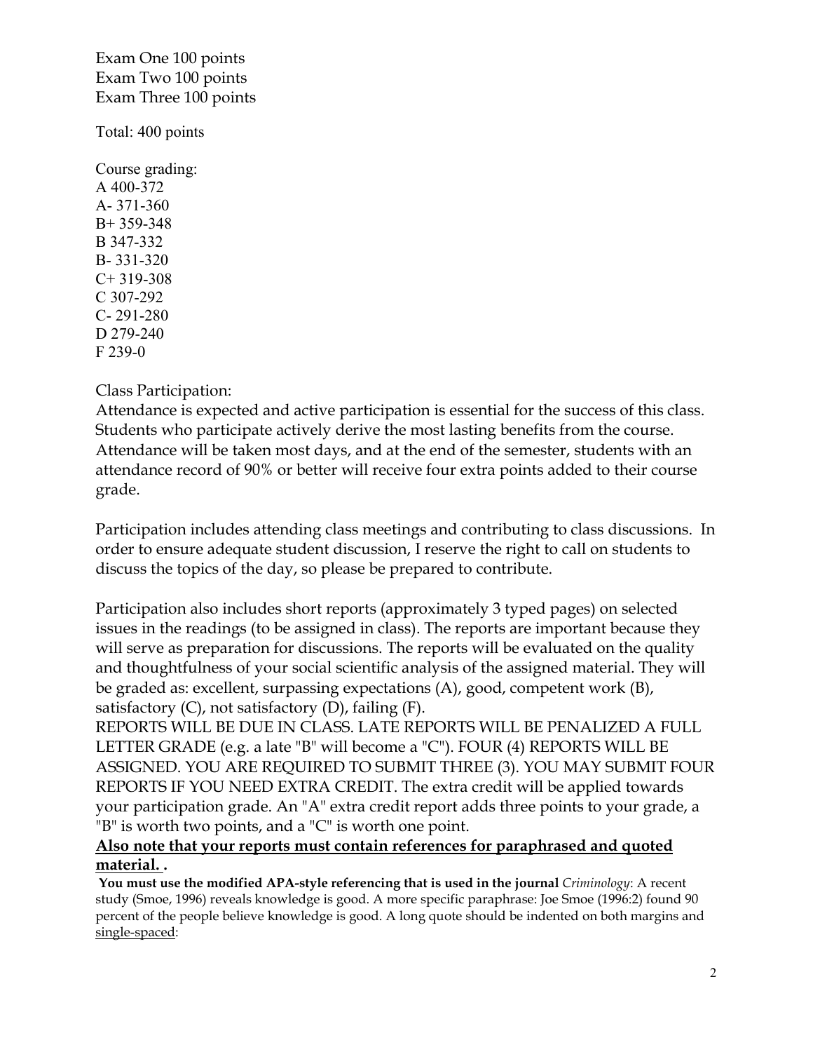Exam One 100 points
Exam Two 100 points
Exam Three 100 points

Total: 400 points

Course grading:
A 400-372
A- 371-360
B+ 359-348
B 347-332
B- 331-320
C+ 319-308
C 307-292
C- 291-280
D 279-240
F 239-0

Class Participation:
Attendance is expected and active participation is essential for the success of this class. Students who participate actively derive the most lasting benefits from the course. Attendance will be taken most days, and at the end of the semester, students with an attendance record of 90% or better will receive four extra points added to their course grade.

Participation includes attending class meetings and contributing to class discussions. In order to ensure adequate student discussion, I reserve the right to call on students to discuss the topics of the day, so please be prepared to contribute.

Participation also includes short reports (approximately 3 typed pages) on selected issues in the readings (to be assigned in class). The reports are important because they will serve as preparation for discussions. The reports will be evaluated on the quality and thoughtfulness of your social scientific analysis of the assigned material. They will be graded as: excellent, surpassing expectations (A), good, competent work (B), satisfactory (C), not satisfactory (D), failing (F).
REPORTS WILL BE DUE IN CLASS. LATE REPORTS WILL BE PENALIZED A FULL LETTER GRADE (e.g. a late "B" will become a "C"). FOUR (4) REPORTS WILL BE ASSIGNED. YOU ARE REQUIRED TO SUBMIT THREE (3). YOU MAY SUBMIT FOUR REPORTS IF YOU NEED EXTRA CREDIT. The extra credit will be applied towards your participation grade. An "A" extra credit report adds three points to your grade, a "B" is worth two points, and a "C" is worth one point.
**Also note that your reports must contain references for paraphrased and quoted material. .**

**You must use the modified APA-style referencing that is used in the journal** *Criminology*: A recent study (Smoe, 1996) reveals knowledge is good. A more specific paraphrase: Joe Smoe (1996:2) found 90 percent of the people believe knowledge is good. A long quote should be indented on both margins and single-spaced: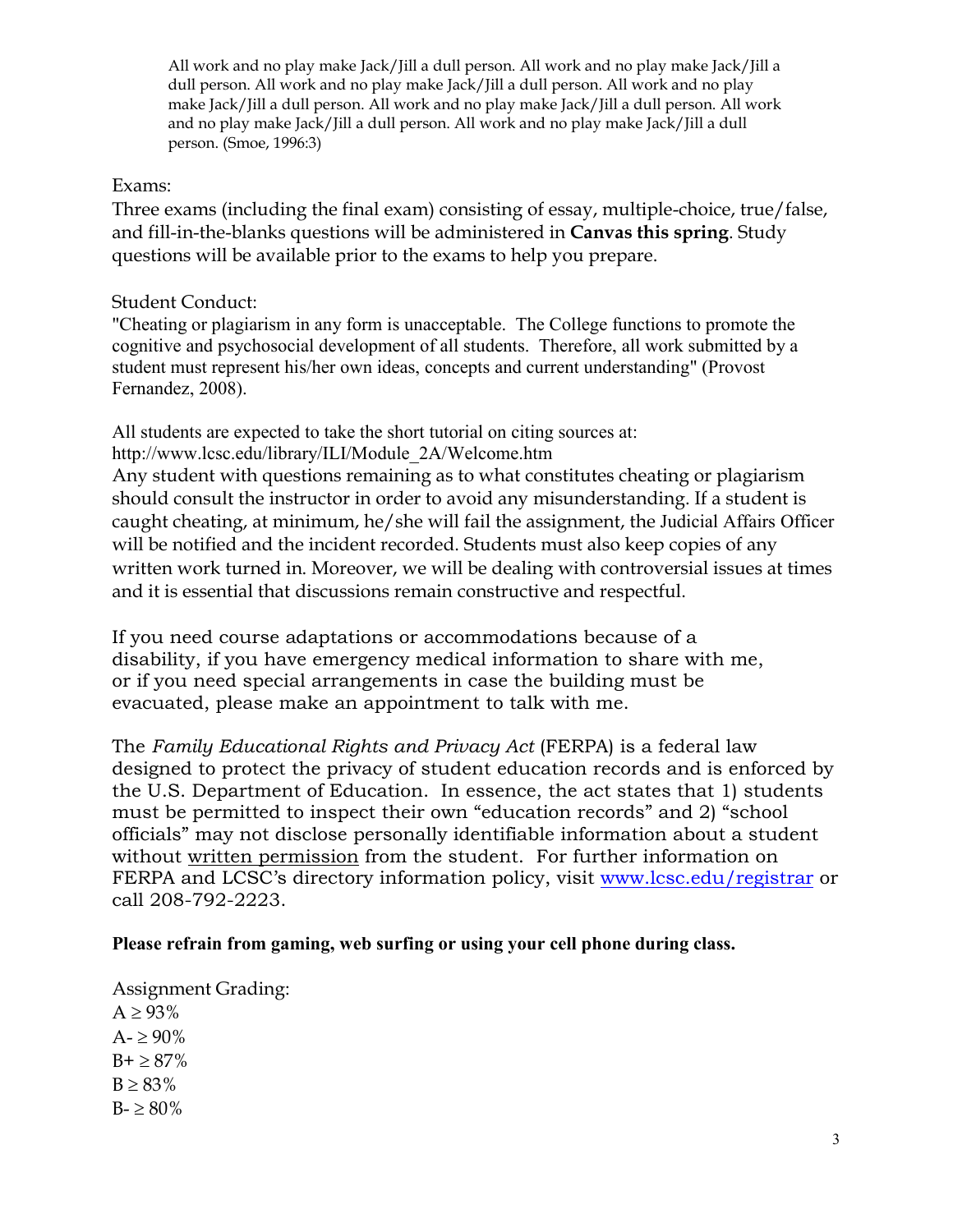> All work and no play make Jack/Jill a dull person. All work and no play make Jack/Jill a dull person. All work and no play make Jack/Jill a dull person. All work and no play make Jack/Jill a dull person. All work and no play make Jack/Jill a dull person. All work and no play make Jack/Jill a dull person. All work and no play make Jack/Jill a dull person. (Smoe, 1996:3)

Exams:

Three exams (including the final exam) consisting of essay, multiple-choice, true/false, and fill-in-the-blanks questions will be administered in **Canvas this spring**. Study questions will be available prior to the exams to help you prepare.

Student Conduct:

"Cheating or plagiarism in any form is unacceptable. The College functions to promote the cognitive and psychosocial development of all students. Therefore, all work submitted by a student must represent his/her own ideas, concepts and current understanding" (Provost Fernandez, 2008).

All students are expected to take the short tutorial on citing sources at: http://www.lcsc.edu/library/ILI/Module_2A/Welcome.htm

Any student with questions remaining as to what constitutes cheating or plagiarism should consult the instructor in order to avoid any misunderstanding. If a student is caught cheating, at minimum, he/she will fail the assignment, the Judicial Affairs Officer will be notified and the incident recorded. Students must also keep copies of any written work turned in. Moreover, we will be dealing with controversial issues at times and it is essential that discussions remain constructive and respectful.

If you need course adaptations or accommodations because of a disability, if you have emergency medical information to share with me, or if you need special arrangements in case the building must be evacuated, please make an appointment to talk with me.

The *Family Educational Rights and Privacy Act* (FERPA) is a federal law designed to protect the privacy of student education records and is enforced by the U.S. Department of Education. In essence, the act states that 1) students must be permitted to inspect their own "education records" and 2) "school officials" may not disclose personally identifiable information about a student without written permission from the student. For further information on FERPA and LCSC's directory information policy, visit www.lcsc.edu/registrar or call 208-792-2223.

**Please refrain from gaming, web surfing or using your cell phone during class.**

Assignment Grading:

A ≥ 93%
A- ≥ 90%
B+ ≥ 87%
B ≥ 83%
B- ≥ 80%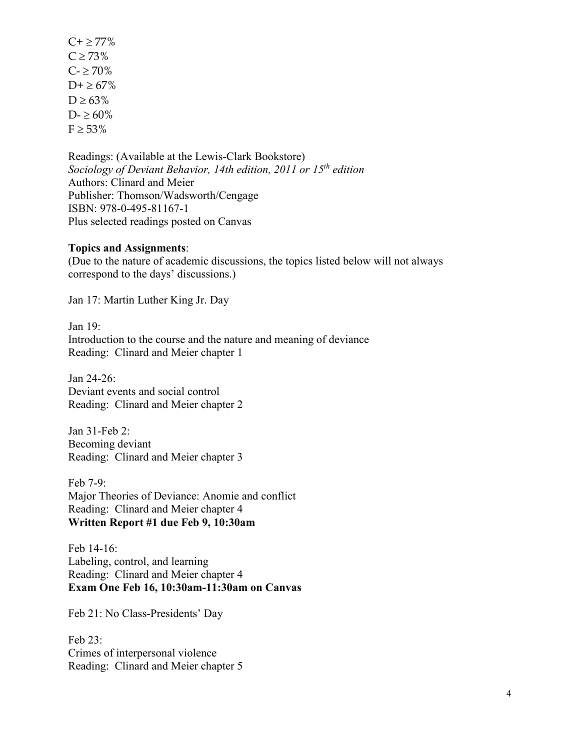C+ ≥ 77%
C ≥ 73%
C- ≥ 70%
D+ ≥ 67%
D ≥ 63%
D- ≥ 60%
F ≥ 53%

Readings: (Available at the Lewis-Clark Bookstore)
*Sociology of Deviant Behavior, 14th edition, 2011 or 15th edition*
Authors: Clinard and Meier
Publisher: Thomson/Wadsworth/Cengage
ISBN: 978-0-495-81167-1
Plus selected readings posted on Canvas

**Topics and Assignments**:
(Due to the nature of academic discussions, the topics listed below will not always correspond to the days' discussions.)

Jan 17: Martin Luther King Jr. Day

Jan 19:
Introduction to the course and the nature and meaning of deviance
Reading: Clinard and Meier chapter 1

Jan 24-26:
Deviant events and social control
Reading: Clinard and Meier chapter 2

Jan 31-Feb 2:
Becoming deviant
Reading: Clinard and Meier chapter 3

Feb 7-9:
Major Theories of Deviance: Anomie and conflict
Reading: Clinard and Meier chapter 4
**Written Report #1 due Feb 9, 10:30am**

Feb 14-16:
Labeling, control, and learning
Reading: Clinard and Meier chapter 4
**Exam One Feb 16, 10:30am-11:30am on Canvas**

Feb 21: No Class-Presidents' Day

Feb 23:
Crimes of interpersonal violence
Reading: Clinard and Meier chapter 5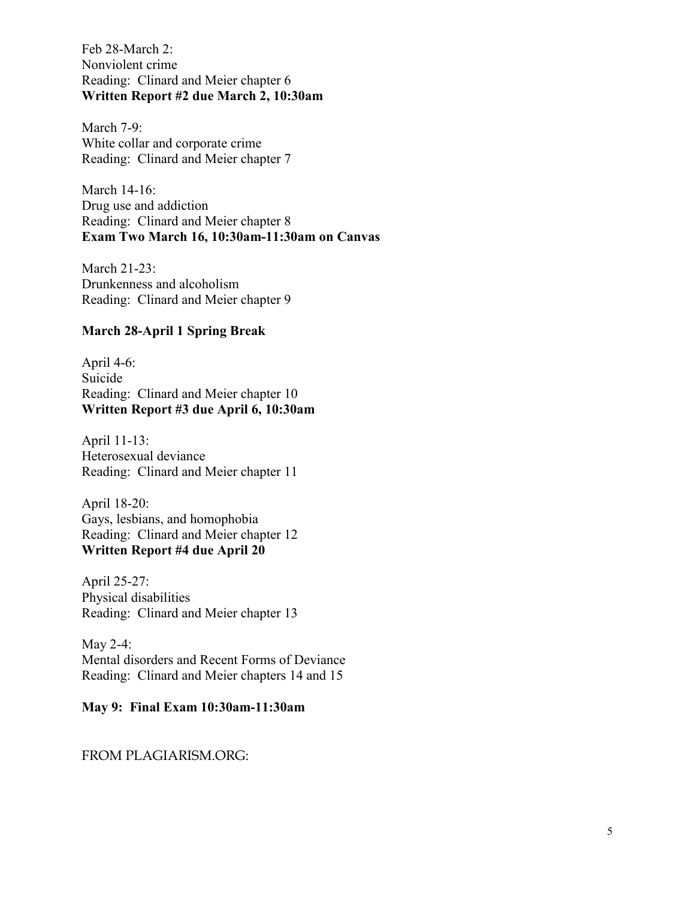Feb 28-March 2:
Nonviolent crime
Reading: Clinard and Meier chapter 6
**Written Report #2 due March 2, 10:30am**

March 7-9:
White collar and corporate crime
Reading: Clinard and Meier chapter 7

March 14-16:
Drug use and addiction
Reading: Clinard and Meier chapter 8
**Exam Two March 16, 10:30am-11:30am on Canvas**

March 21-23:
Drunkenness and alcoholism
Reading: Clinard and Meier chapter 9

**March 28-April 1 Spring Break**

April 4-6:
Suicide
Reading: Clinard and Meier chapter 10
**Written Report #3 due April 6, 10:30am**

April 11-13:
Heterosexual deviance
Reading: Clinard and Meier chapter 11

April 18-20:
Gays, lesbians, and homophobia
Reading: Clinard and Meier chapter 12
**Written Report #4 due April 20**

April 25-27:
Physical disabilities
Reading: Clinard and Meier chapter 13

May 2-4:
Mental disorders and Recent Forms of Deviance
Reading: Clinard and Meier chapters 14 and 15

**May 9: Final Exam 10:30am-11:30am**

FROM PLAGIARISM.ORG: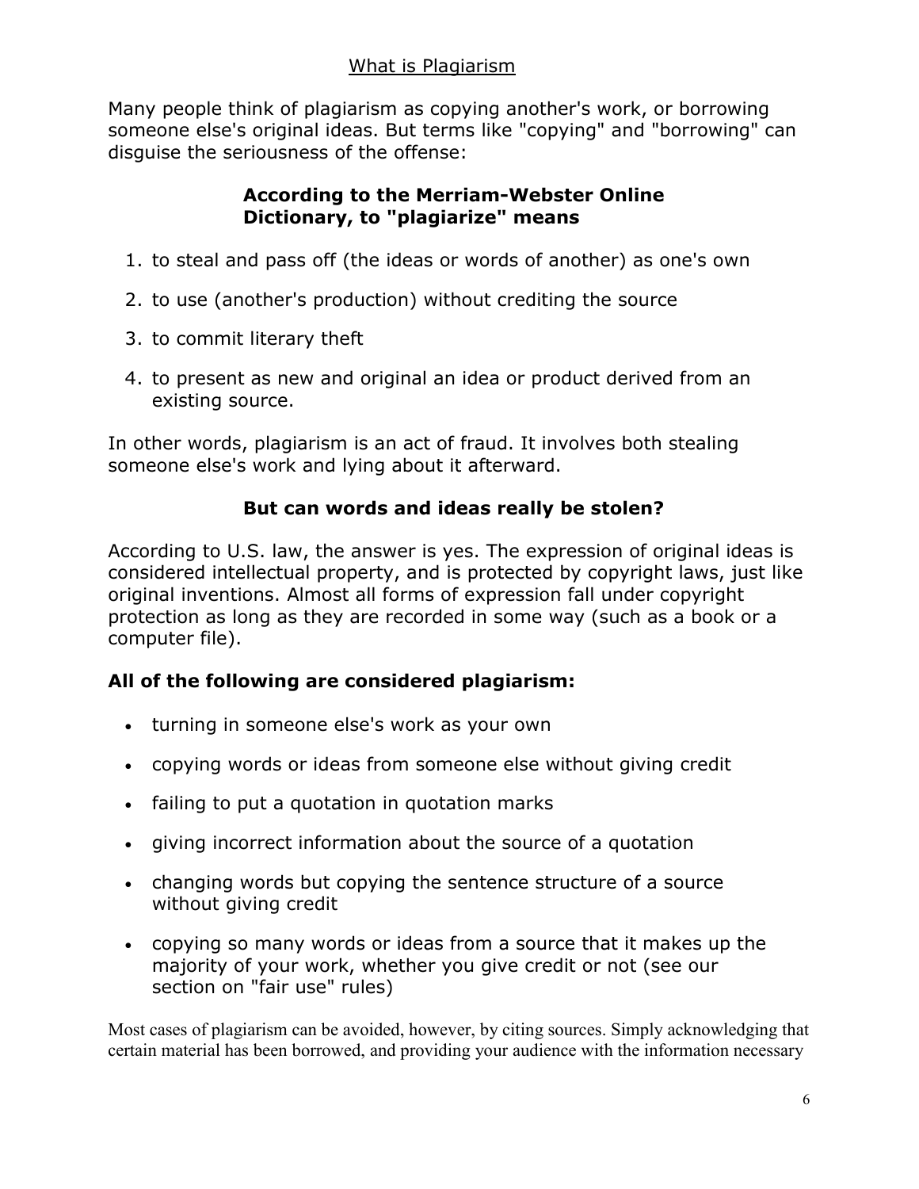## What is Plagiarism

Many people think of plagiarism as copying another's work, or borrowing someone else's original ideas. But terms like "copying" and "borrowing" can disguise the seriousness of the offense:

**According to the Merriam-Webster Online Dictionary, to "plagiarize" means**

1. to steal and pass off (the ideas or words of another) as one's own
2. to use (another's production) without crediting the source
3. to commit literary theft
4. to present as new and original an idea or product derived from an existing source.

In other words, plagiarism is an act of fraud. It involves both stealing someone else's work and lying about it afterward.

### But can words and ideas really be stolen?

According to U.S. law, the answer is yes. The expression of original ideas is considered intellectual property, and is protected by copyright laws, just like original inventions. Almost all forms of expression fall under copyright protection as long as they are recorded in some way (such as a book or a computer file).

### All of the following are considered plagiarism:

- turning in someone else's work as your own
- copying words or ideas from someone else without giving credit
- failing to put a quotation in quotation marks
- giving incorrect information about the source of a quotation
- changing words but copying the sentence structure of a source without giving credit
- copying so many words or ideas from a source that it makes up the majority of your work, whether you give credit or not (see our section on "fair use" rules)

Most cases of plagiarism can be avoided, however, by citing sources. Simply acknowledging that certain material has been borrowed, and providing your audience with the information necessary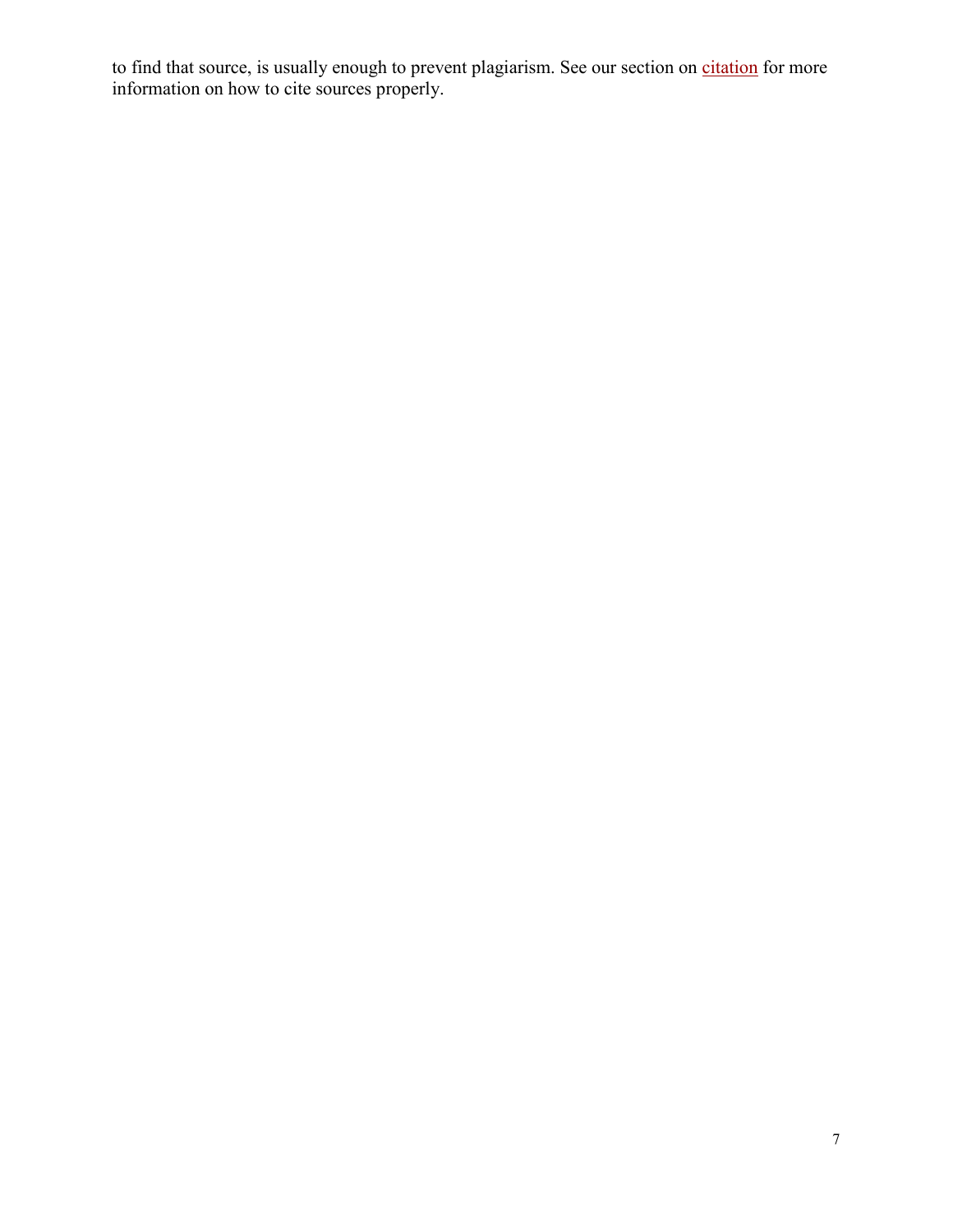to find that source, is usually enough to prevent plagiarism. See our section on citation for more information on how to cite sources properly.